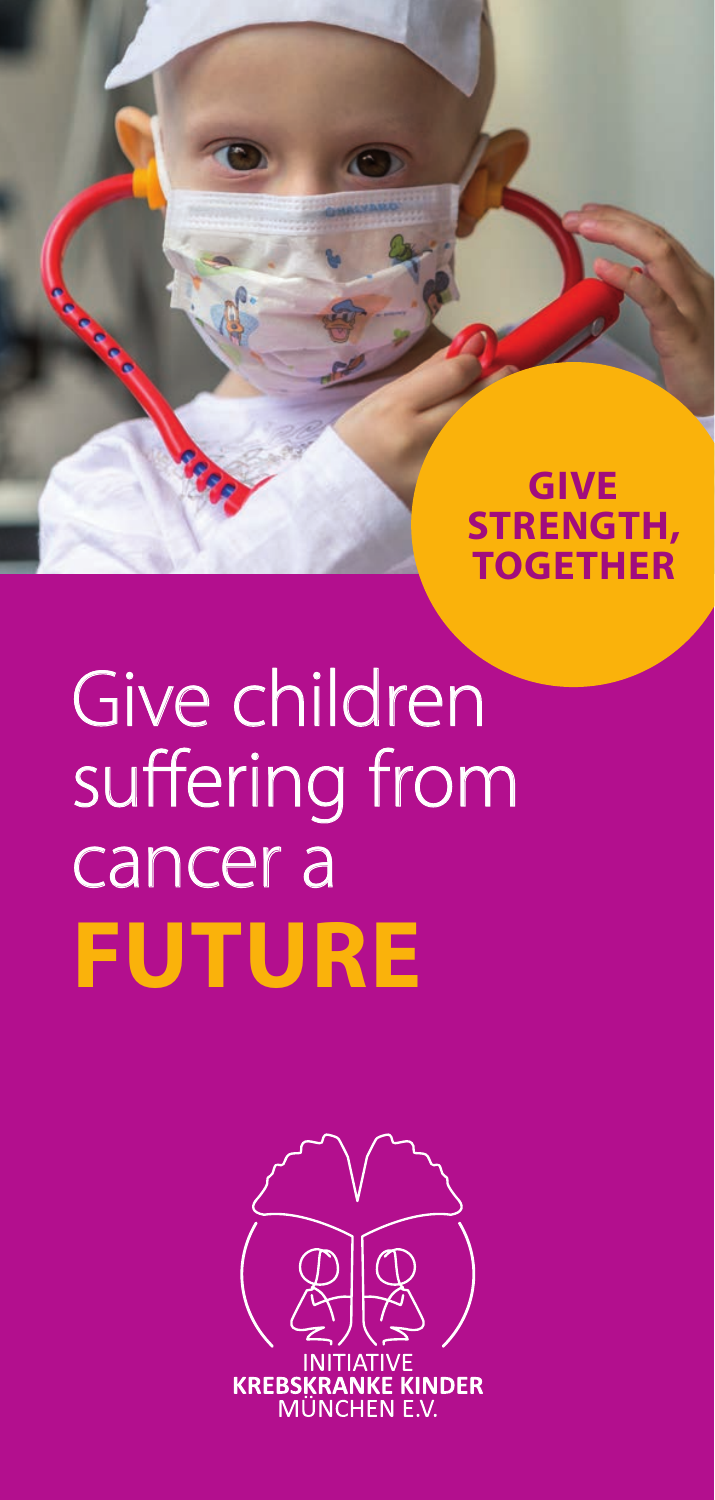**GIVE STRENGTH, TOGETHER**

# Give children suffering from cancer a **FUTURE**

INITIATIVE
**KREBSKRANKE KINDER**
MÜNCHEN E.V.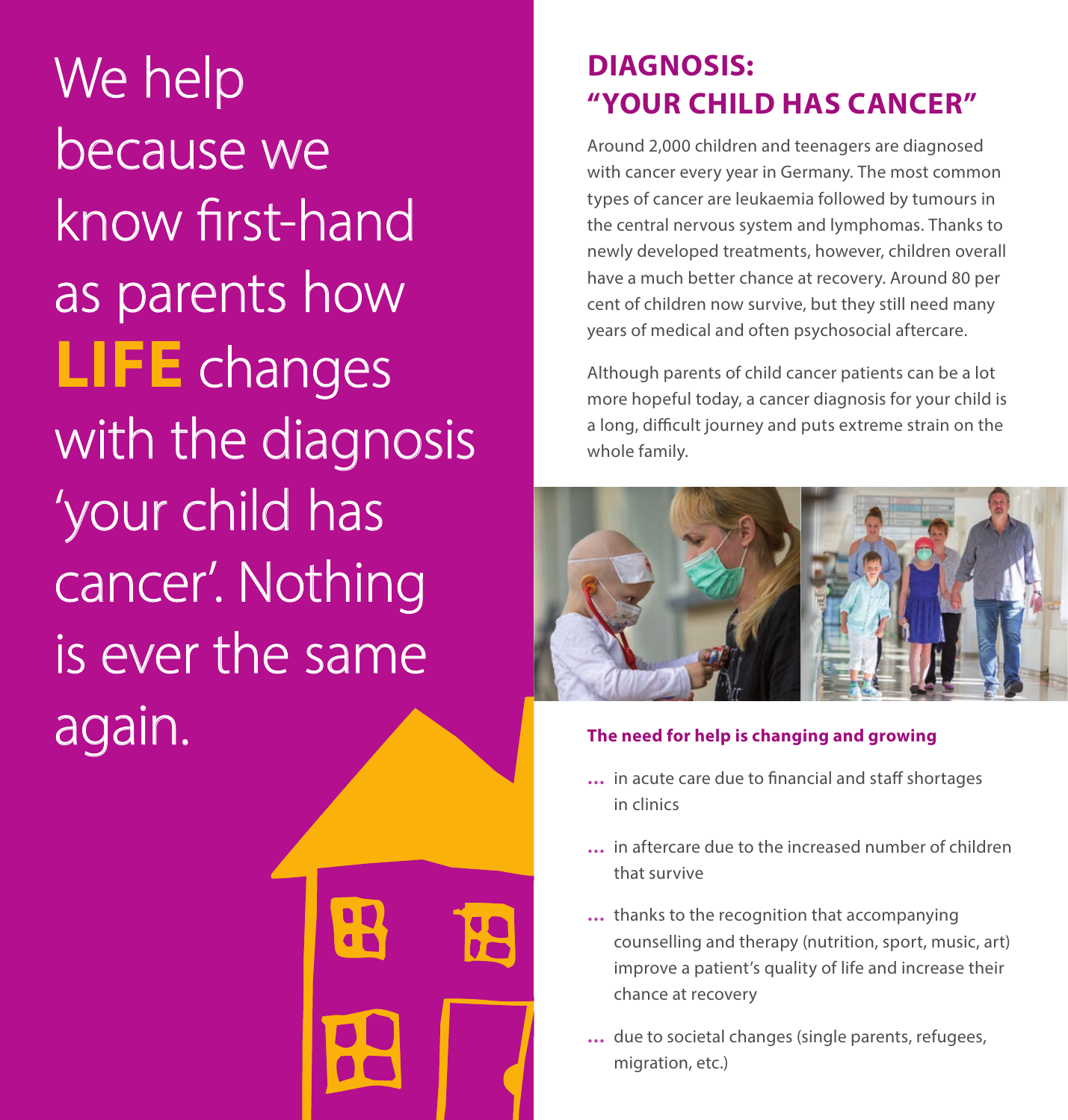We help because we know first-hand as parents how **LIFE** changes with the diagnosis 'your child has cancer'. Nothing is ever the same again.

## DIAGNOSIS: "YOUR CHILD HAS CANCER"

Around 2,000 children and teenagers are diagnosed with cancer every year in Germany. The most common types of cancer are leukaemia followed by tumours in the central nervous system and lymphomas. Thanks to newly developed treatments, however, children overall have a much better chance at recovery. Around 80 per cent of children now survive, but they still need many years of medical and often psychosocial aftercare.

Although parents of child cancer patients can be a lot more hopeful today, a cancer diagnosis for your child is a long, difficult journey and puts extreme strain on the whole family.

### The need for help is changing and growing

- … in acute care due to financial and staff shortages in clinics
- … in aftercare due to the increased number of children that survive
- … thanks to the recognition that accompanying counselling and therapy (nutrition, sport, music, art) improve a patient's quality of life and increase their chance at recovery
- … due to societal changes (single parents, refugees, migration, etc.)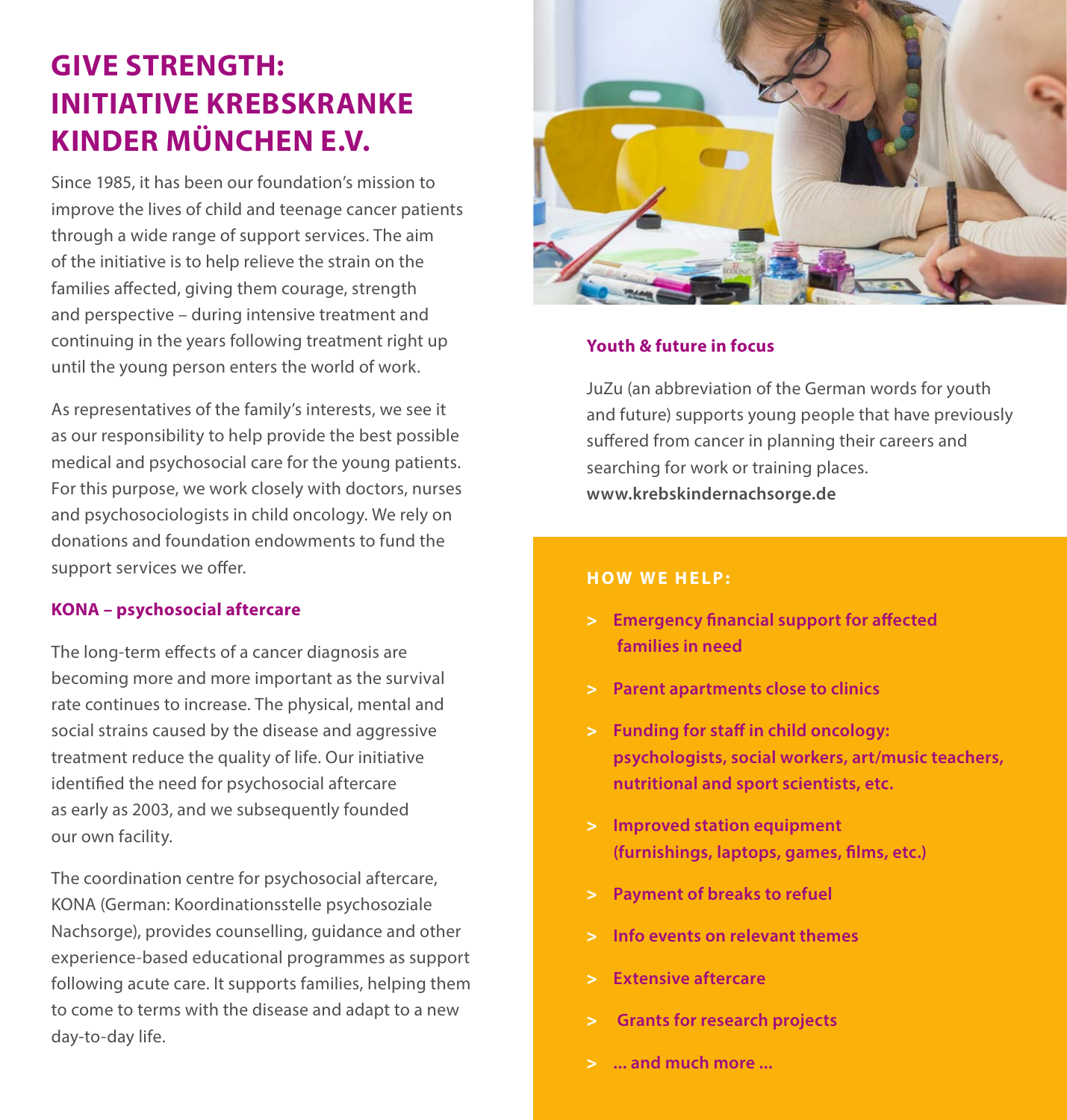# GIVE STRENGTH: INITIATIVE KREBSKRANKE KINDER MÜNCHEN E.V.

Since 1985, it has been our foundation's mission to improve the lives of child and teenage cancer patients through a wide range of support services. The aim of the initiative is to help relieve the strain on the families affected, giving them courage, strength and perspective – during intensive treatment and continuing in the years following treatment right up until the young person enters the world of work.

As representatives of the family's interests, we see it as our responsibility to help provide the best possible medical and psychosocial care for the young patients. For this purpose, we work closely with doctors, nurses and psychosociologists in child oncology. We rely on donations and foundation endowments to fund the support services we offer.

### KONA – psychosocial aftercare

The long-term effects of a cancer diagnosis are becoming more and more important as the survival rate continues to increase. The physical, mental and social strains caused by the disease and aggressive treatment reduce the quality of life. Our initiative identified the need for psychosocial aftercare as early as 2003, and we subsequently founded our own facility.

The coordination centre for psychosocial aftercare, KONA (German: Koordinationsstelle psychosoziale Nachsorge), provides counselling, guidance and other experience-based educational programmes as support following acute care. It supports families, helping them to come to terms with the disease and adapt to a new day-to-day life.

### Youth & future in focus

JuZu (an abbreviation of the German words for youth and future) supports young people that have previously suffered from cancer in planning their careers and searching for work or training places.
**www.krebskindernachsorge.de**

### HOW WE HELP:

- **Emergency financial support for affected families in need**
- **Parent apartments close to clinics**
- **Funding for staff in child oncology: psychologists, social workers, art/music teachers, nutritional and sport scientists, etc.**
- **Improved station equipment (furnishings, laptops, games, films, etc.)**
- **Payment of breaks to refuel**
- **Info events on relevant themes**
- **Extensive aftercare**
- **Grants for research projects**
- **... and much more ...**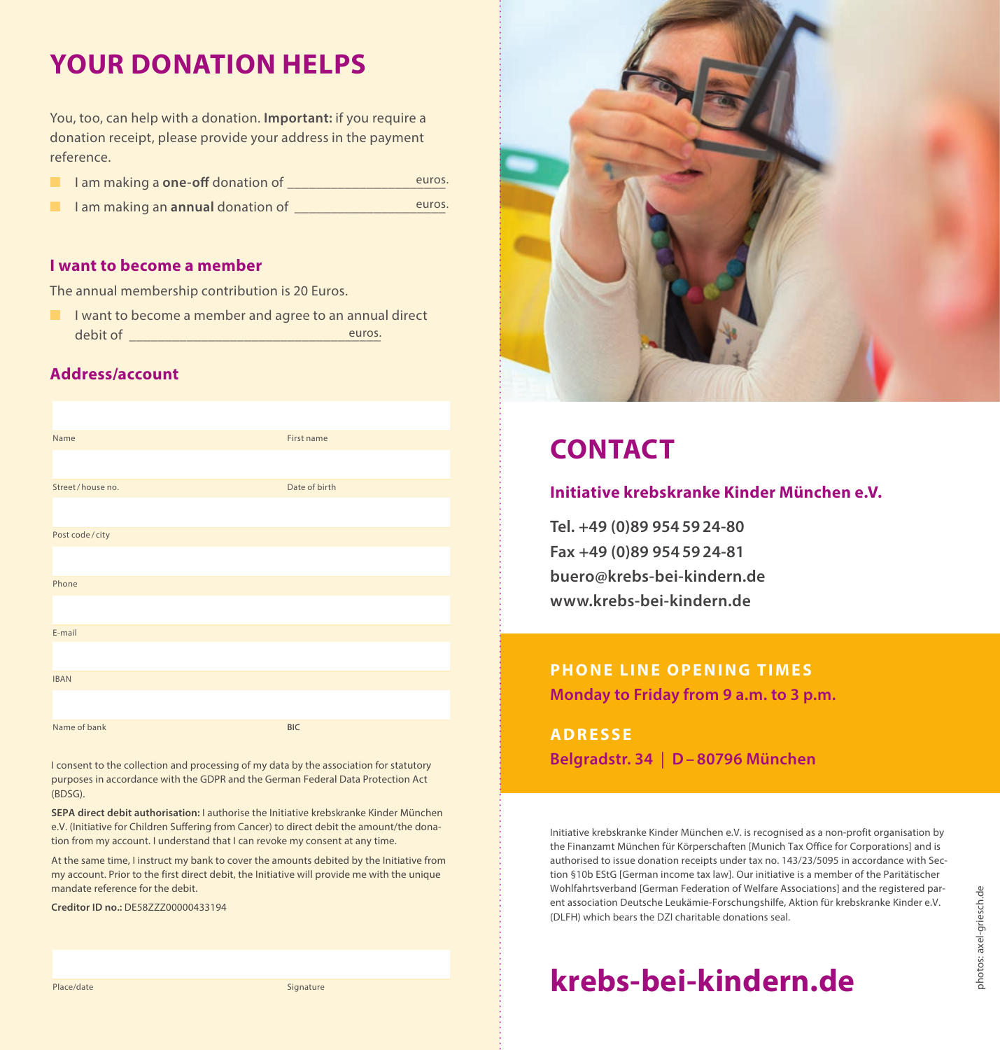# YOUR DONATION HELPS

You, too, can help with a donation. **Important:** if you require a donation receipt, please provide your address in the payment reference.

- I am making a **one-off** donation of ____________________ euros.
- I am making an **annual** donation of ____________________ euros.

## I want to become a member

The annual membership contribution is 20 Euros.

- I want to become a member and agree to an annual direct debit of ______________________________ euros.

## Address/account

Name | First name

Street / house no. | Date of birth

Post code / city

Phone

E-mail

IBAN

Name of bank | BIC

I consent to the collection and processing of my data by the association for statutory purposes in accordance with the GDPR and the German Federal Data Protection Act (BDSG).

**SEPA direct debit authorisation:** I authorise the Initiative krebskranke Kinder München e.V. (Initiative for Children Suffering from Cancer) to direct debit the amount/the donation from my account. I understand that I can revoke my consent at any time.

At the same time, I instruct my bank to cover the amounts debited by the Initiative from my account. Prior to the first direct debit, the Initiative will provide me with the unique mandate reference for the debit.

**Creditor ID no.:** DE58ZZZ00000433194

Place/date | Signature

# CONTACT

**Initiative krebskranke Kinder München e.V.**

**Tel. +49 (0)89 954 59 24-80**
**Fax +49 (0)89 954 59 24-81**
**buero@krebs-bei-kindern.de**
**www.krebs-bei-kindern.de**

**PHONE LINE OPENING TIMES**
**Monday to Friday from 9 a.m. to 3 p.m.**

**ADRESSE**
**Belgradstr. 34 | D – 80796 München**

Initiative krebskranke Kinder München e.V. is recognised as a non-profit organisation by the Finanzamt München für Körperschaften [Munich Tax Office for Corporations] and is authorised to issue donation receipts under tax no. 143/23/5095 in accordance with Section §10b EStG [German income tax law]. Our initiative is a member of the Paritätischer Wohlfahrtsverband [German Federation of Welfare Associations] and the registered parent association Deutsche Leukämie-Forschungshilfe, Aktion für krebskranke Kinder e.V. (DLFH) which bears the DZI charitable donations seal.

# krebs-bei-kindern.de

photos: axel-griesch.de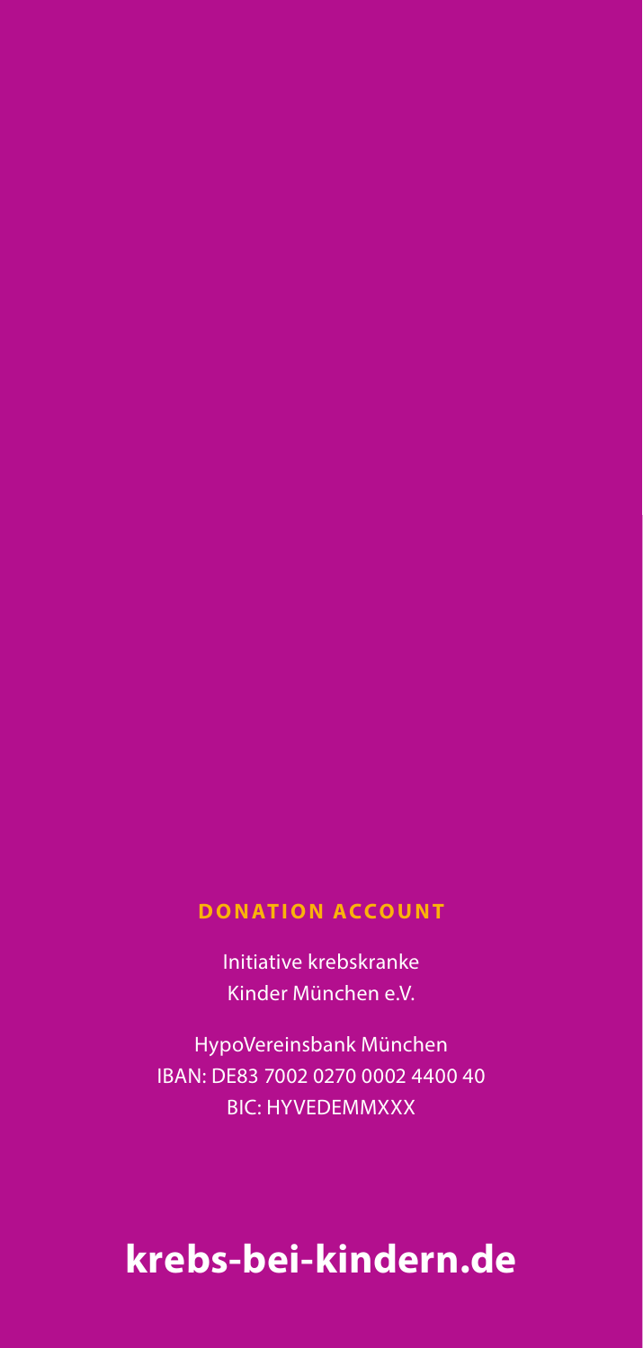## DONATION ACCOUNT

Initiative krebskranke
Kinder München e.V.

HypoVereinsbank München
IBAN: DE83 7002 0270 0002 4400 40
BIC: HYVEDEMMXXX

# krebs-bei-kindern.de